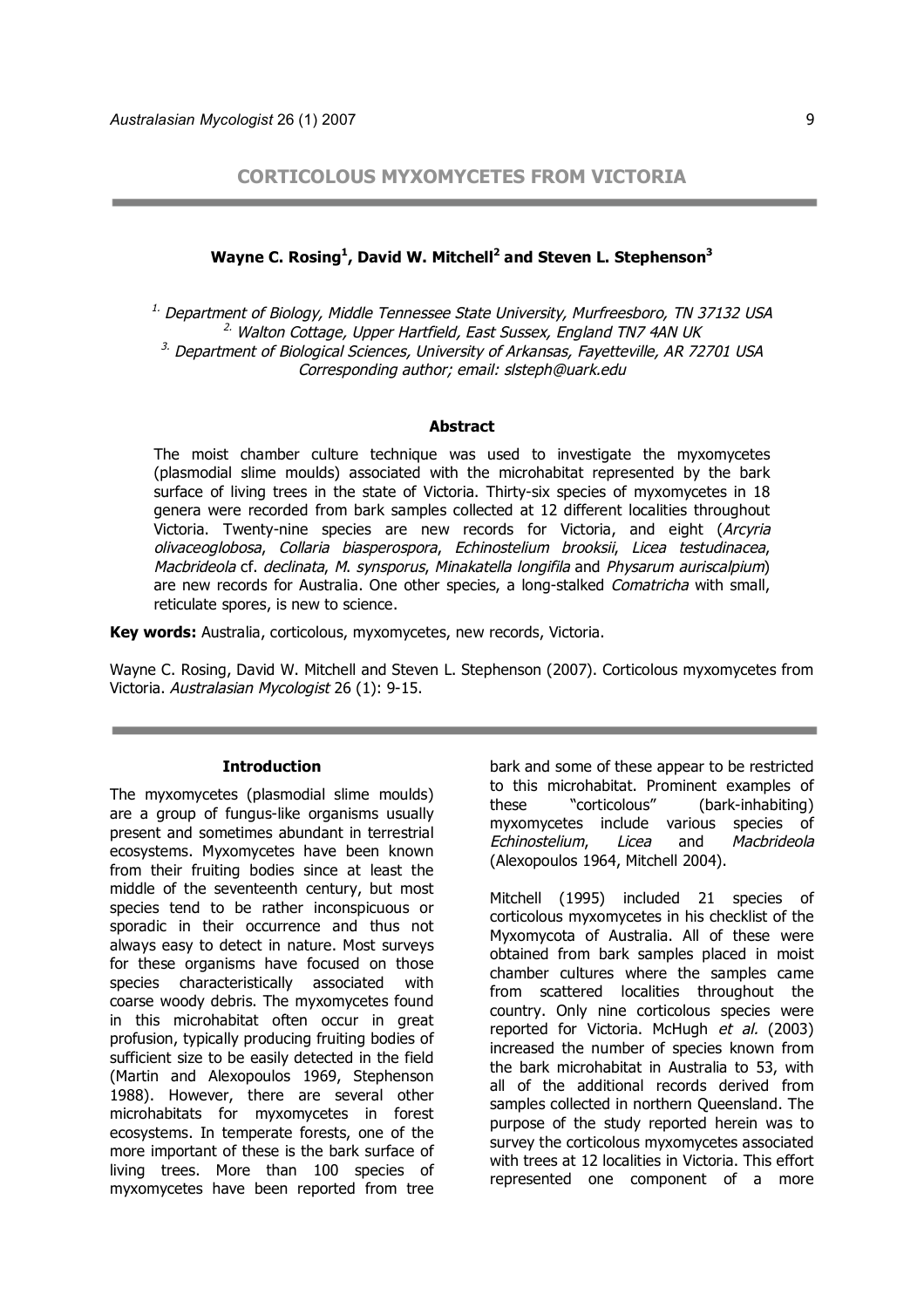# CORTICOLOUS MYXOMYCETES FROM VICTORIA

**Wayne C. Rosing[1], David W. Mitchell[2] and Steven L. Stephenson[3]**

*[1.] Department of Biology, Middle Tennessee State University, Murfreesboro, TN 37132 USA*
*[2.] Walton Cottage, Upper Hartfield, East Sussex, England TN7 4AN UK*
*[3.] Department of Biological Sciences, University of Arkansas, Fayetteville, AR 72701 USA*
*Corresponding author; email: slsteph@uark.edu*

### Abstract

The moist chamber culture technique was used to investigate the myxomycetes (plasmodial slime moulds) associated with the microhabitat represented by the bark surface of living trees in the state of Victoria. Thirty-six species of myxomycetes in 18 genera were recorded from bark samples collected at 12 different localities throughout Victoria. Twenty-nine species are new records for Victoria, and eight (*Arcyria olivaceoglobosa*, *Collaria biasperospora*, *Echinostelium brooksii*, *Licea testudinacea*, *Macbrideola* cf. *declinata*, *M. synsporus*, *Minakatella longifila* and *Physarum auriscalpium*) are new records for Australia. One other species, a long-stalked *Comatricha* with small, reticulate spores, is new to science.

**Key words:** Australia, corticolous, myxomycetes, new records, Victoria.

Wayne C. Rosing, David W. Mitchell and Steven L. Stephenson (2007). Corticolous myxomycetes from Victoria. *Australasian Mycologist* 26 (1): 9-15.

### Introduction

The myxomycetes (plasmodial slime moulds) are a group of fungus-like organisms usually present and sometimes abundant in terrestrial ecosystems. Myxomycetes have been known from their fruiting bodies since at least the middle of the seventeenth century, but most species tend to be rather inconspicuous or sporadic in their occurrence and thus not always easy to detect in nature. Most surveys for these organisms have focused on those species characteristically associated with coarse woody debris. The myxomycetes found in this microhabitat often occur in great profusion, typically producing fruiting bodies of sufficient size to be easily detected in the field (Martin and Alexopoulos 1969, Stephenson 1988). However, there are several other microhabitats for myxomycetes in forest ecosystems. In temperate forests, one of the more important of these is the bark surface of living trees. More than 100 species of myxomycetes have been reported from tree bark and some of these appear to be restricted to this microhabitat. Prominent examples of these "corticolous" (bark-inhabiting) myxomycetes include various species of *Echinostelium*, *Licea* and *Macbrideola* (Alexopoulos 1964, Mitchell 2004).

Mitchell (1995) included 21 species of corticolous myxomycetes in his checklist of the Myxomycota of Australia. All of these were obtained from bark samples placed in moist chamber cultures where the samples came from scattered localities throughout the country. Only nine corticolous species were reported for Victoria. McHugh *et al.* (2003) increased the number of species known from the bark microhabitat in Australia to 53, with all of the additional records derived from samples collected in northern Queensland. The purpose of the study reported herein was to survey the corticolous myxomycetes associated with trees at 12 localities in Victoria. This effort represented one component of a more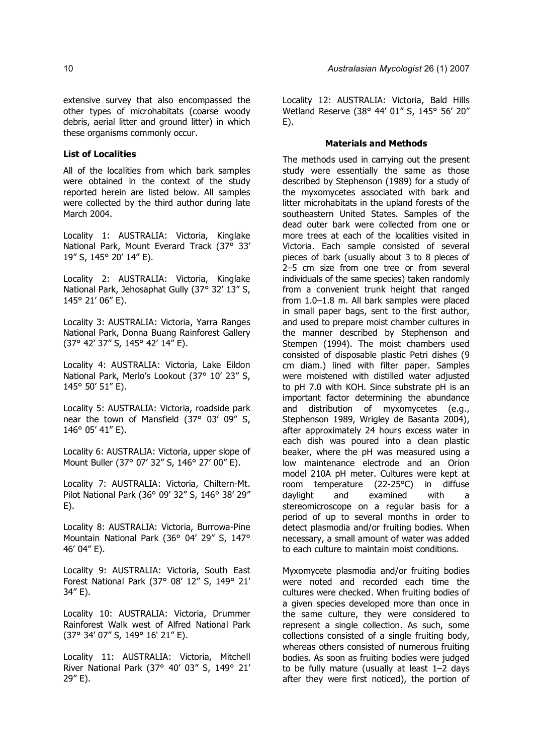extensive survey that also encompassed the other types of microhabitats (coarse woody debris, aerial litter and ground litter) in which these organisms commonly occur.

**List of Localities**

All of the localities from which bark samples were obtained in the context of the study reported herein are listed below. All samples were collected by the third author during late March 2004.

Locality 1: AUSTRALIA: Victoria, Kinglake National Park, Mount Everard Track (37° 33′ 19″ S, 145° 20′ 14″ E).

Locality 2: AUSTRALIA: Victoria, Kinglake National Park, Jehosaphat Gully (37° 32′ 13″ S, 145° 21′ 06″ E).

Locality 3: AUSTRALIA: Victoria, Yarra Ranges National Park, Donna Buang Rainforest Gallery (37° 42′ 37″ S, 145° 42′ 14″ E).

Locality 4: AUSTRALIA: Victoria, Lake Eildon National Park, Merlo's Lookout (37° 10′ 23″ S, 145° 50′ 51″ E).

Locality 5: AUSTRALIA: Victoria, roadside park near the town of Mansfield (37° 03′ 09″ S, 146° 05′ 41″ E).

Locality 6: AUSTRALIA: Victoria, upper slope of Mount Buller (37° 07′ 32″ S, 146° 27′ 00″ E).

Locality 7: AUSTRALIA: Victoria, Chiltern-Mt. Pilot National Park (36° 09′ 32″ S, 146° 38′ 29″ E).

Locality 8: AUSTRALIA: Victoria, Burrowa-Pine Mountain National Park (36° 04′ 29″ S, 147° 46′ 04″ E).

Locality 9: AUSTRALIA: Victoria, South East Forest National Park (37° 08′ 12″ S, 149° 21′ 34″ E).

Locality 10: AUSTRALIA: Victoria, Drummer Rainforest Walk west of Alfred National Park (37° 34′ 07″ S, 149° 16' 21″ E).

Locality 11: AUSTRALIA: Victoria, Mitchell River National Park (37° 40′ 03″ S, 149° 21′ 29″ E).

Locality 12: AUSTRALIA: Victoria, Bald Hills Wetland Reserve (38° 44′ 01″ S, 145° 56′ 20″ E).

**Materials and Methods**

The methods used in carrying out the present study were essentially the same as those described by Stephenson (1989) for a study of the myxomycetes associated with bark and litter microhabitats in the upland forests of the southeastern United States. Samples of the dead outer bark were collected from one or more trees at each of the localities visited in Victoria. Each sample consisted of several pieces of bark (usually about 3 to 8 pieces of 2–5 cm size from one tree or from several individuals of the same species) taken randomly from a convenient trunk height that ranged from 1.0–1.8 m. All bark samples were placed in small paper bags, sent to the first author, and used to prepare moist chamber cultures in the manner described by Stephenson and Stempen (1994). The moist chambers used consisted of disposable plastic Petri dishes (9 cm diam.) lined with filter paper. Samples were moistened with distilled water adjusted to pH 7.0 with KOH. Since substrate pH is an important factor determining the abundance and distribution of myxomycetes (e.g., Stephenson 1989, Wrigley de Basanta 2004), after approximately 24 hours excess water in each dish was poured into a clean plastic beaker, where the pH was measured using a low maintenance electrode and an Orion model 210A pH meter. Cultures were kept at room temperature (22-25°C) in diffuse daylight and examined with a stereomicroscope on a regular basis for a period of up to several months in order to detect plasmodia and/or fruiting bodies. When necessary, a small amount of water was added to each culture to maintain moist conditions.

Myxomycete plasmodia and/or fruiting bodies were noted and recorded each time the cultures were checked. When fruiting bodies of a given species developed more than once in the same culture, they were considered to represent a single collection. As such, some collections consisted of a single fruiting body, whereas others consisted of numerous fruiting bodies. As soon as fruiting bodies were judged to be fully mature (usually at least 1–2 days after they were first noticed), the portion of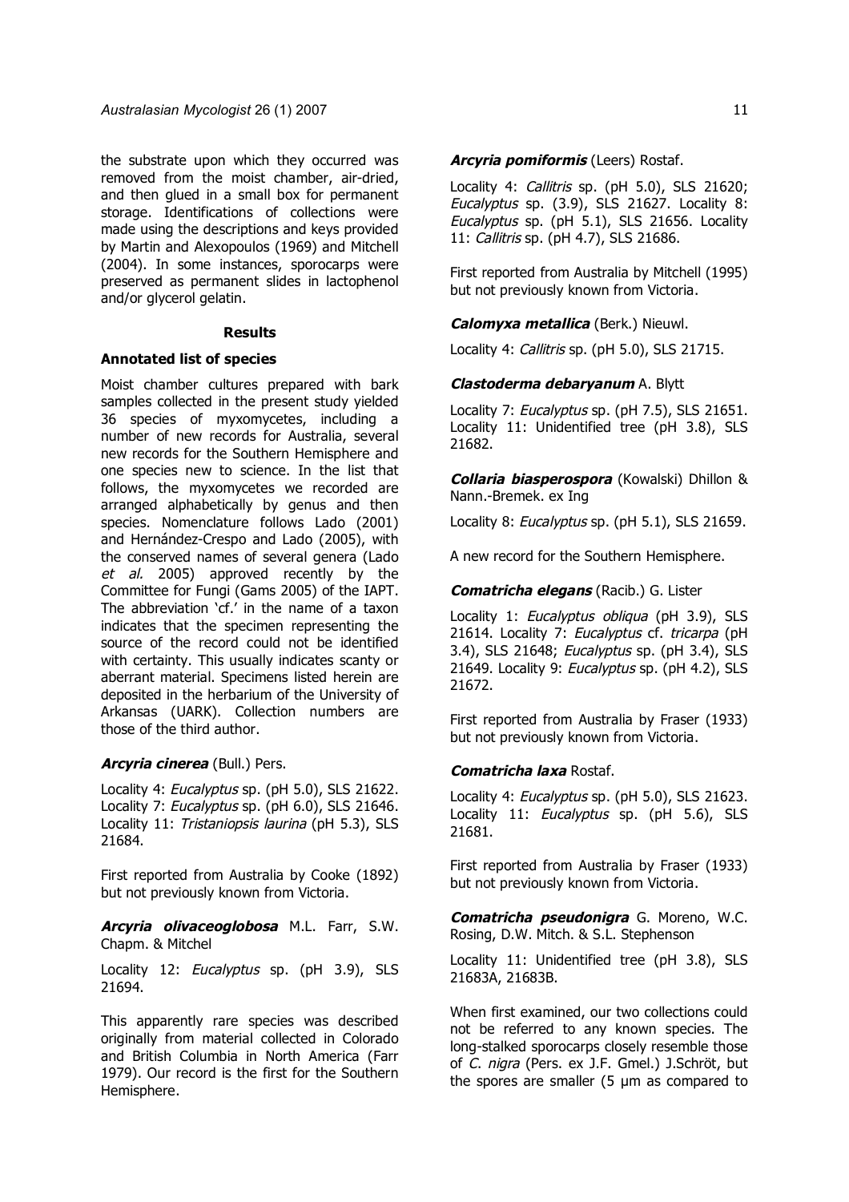the substrate upon which they occurred was removed from the moist chamber, air-dried, and then glued in a small box for permanent storage. Identifications of collections were made using the descriptions and keys provided by Martin and Alexopoulos (1969) and Mitchell (2004). In some instances, sporocarps were preserved as permanent slides in lactophenol and/or glycerol gelatin.

## Results

### Annotated list of species

Moist chamber cultures prepared with bark samples collected in the present study yielded 36 species of myxomycetes, including a number of new records for Australia, several new records for the Southern Hemisphere and one species new to science. In the list that follows, the myxomycetes we recorded are arranged alphabetically by genus and then species. Nomenclature follows Lado (2001) and Hernández-Crespo and Lado (2005), with the conserved names of several genera (Lado *et al.* 2005) approved recently by the Committee for Fungi (Gams 2005) of the IAPT. The abbreviation 'cf.' in the name of a taxon indicates that the specimen representing the source of the record could not be identified with certainty. This usually indicates scanty or aberrant material. Specimens listed herein are deposited in the herbarium of the University of Arkansas (UARK). Collection numbers are those of the third author.

***Arcyria cinerea*** **(Bull.) Pers.**

Locality 4: *Eucalyptus* sp. (pH 5.0), SLS 21622. Locality 7: *Eucalyptus* sp. (pH 6.0), SLS 21646. Locality 11: *Tristaniopsis laurina* (pH 5.3), SLS 21684.

First reported from Australia by Cooke (1892) but not previously known from Victoria.

***Arcyria olivaceoglobosa*** **M.L. Farr, S.W. Chapm. & Mitchel**

Locality 12: *Eucalyptus* sp. (pH 3.9), SLS 21694.

This apparently rare species was described originally from material collected in Colorado and British Columbia in North America (Farr 1979). Our record is the first for the Southern Hemisphere.

***Arcyria pomiformis*** **(Leers) Rostaf.**

Locality 4: *Callitris* sp. (pH 5.0), SLS 21620; *Eucalyptus* sp. (3.9), SLS 21627. Locality 8: *Eucalyptus* sp. (pH 5.1), SLS 21656. Locality 11: *Callitris* sp. (pH 4.7), SLS 21686.

First reported from Australia by Mitchell (1995) but not previously known from Victoria.

***Calomyxa metallica*** **(Berk.) Nieuwl.**

Locality 4: *Callitris* sp. (pH 5.0), SLS 21715.

***Clastoderma debaryanum*** **A. Blytt**

Locality 7: *Eucalyptus* sp. (pH 7.5), SLS 21651. Locality 11: Unidentified tree (pH 3.8), SLS 21682.

***Collaria biasperospora*** **(Kowalski) Dhillon & Nann.-Bremek. ex Ing**

Locality 8: *Eucalyptus* sp. (pH 5.1), SLS 21659.

A new record for the Southern Hemisphere.

***Comatricha elegans*** **(Racib.) G. Lister**

Locality 1: *Eucalyptus obliqua* (pH 3.9), SLS 21614. Locality 7: *Eucalyptus* cf. *tricarpa* (pH 3.4), SLS 21648; *Eucalyptus* sp. (pH 3.4), SLS 21649. Locality 9: *Eucalyptus* sp. (pH 4.2), SLS 21672.

First reported from Australia by Fraser (1933) but not previously known from Victoria.

***Comatricha laxa*** **Rostaf.**

Locality 4: *Eucalyptus* sp. (pH 5.0), SLS 21623. Locality 11: *Eucalyptus* sp. (pH 5.6), SLS 21681.

First reported from Australia by Fraser (1933) but not previously known from Victoria.

***Comatricha pseudonigra*** **G. Moreno, W.C. Rosing, D.W. Mitch. & S.L. Stephenson**

Locality 11: Unidentified tree (pH 3.8), SLS 21683A, 21683B.

When first examined, our two collections could not be referred to any known species. The long-stalked sporocarps closely resemble those of *C. nigra* (Pers. ex J.F. Gmel.) J.Schröt, but the spores are smaller (5 µm as compared to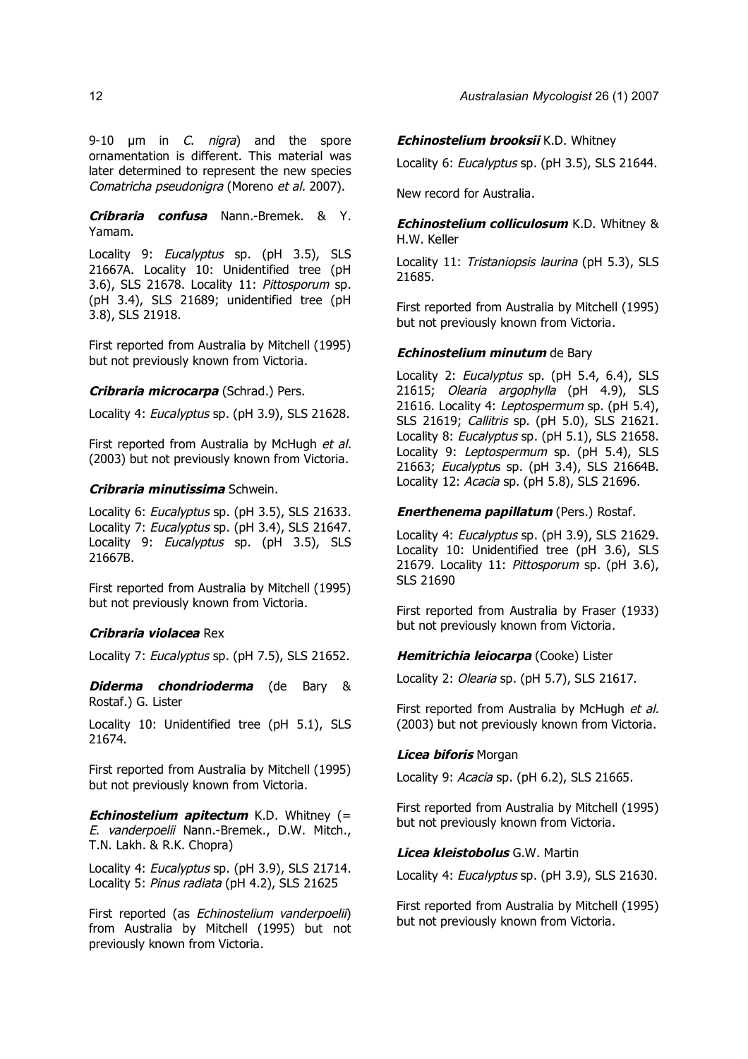9-10 µm in *C. nigra*) and the spore ornamentation is different. This material was later determined to represent the new species *Comatricha pseudonigra* (Moreno *et al.* 2007).

***Cribraria confusa*** Nann.-Bremek. & Y. Yamam.

Locality 9: *Eucalyptus* sp. (pH 3.5), SLS 21667A. Locality 10: Unidentified tree (pH 3.6), SLS 21678. Locality 11: *Pittosporum* sp. (pH 3.4), SLS 21689; unidentified tree (pH 3.8), SLS 21918.

First reported from Australia by Mitchell (1995) but not previously known from Victoria.

***Cribraria microcarpa*** (Schrad.) Pers.

Locality 4: *Eucalyptus* sp. (pH 3.9), SLS 21628.

First reported from Australia by McHugh *et al.* (2003) but not previously known from Victoria.

***Cribraria minutissima*** Schwein.

Locality 6: *Eucalyptus* sp. (pH 3.5), SLS 21633. Locality 7: *Eucalyptus* sp. (pH 3.4), SLS 21647. Locality 9: *Eucalyptus* sp. (pH 3.5), SLS 21667B.

First reported from Australia by Mitchell (1995) but not previously known from Victoria.

***Cribraria violacea*** Rex

Locality 7: *Eucalyptus* sp. (pH 7.5), SLS 21652.

***Diderma chondrioderma*** (de Bary & Rostaf.) G. Lister

Locality 10: Unidentified tree (pH 5.1), SLS 21674.

First reported from Australia by Mitchell (1995) but not previously known from Victoria.

***Echinostelium apitectum*** K.D. Whitney (= *E. vanderpoelii* Nann.-Bremek., D.W. Mitch., T.N. Lakh. & R.K. Chopra)

Locality 4: *Eucalyptus* sp. (pH 3.9), SLS 21714. Locality 5: *Pinus radiata* (pH 4.2), SLS 21625

First reported (as *Echinostelium vanderpoelii*) from Australia by Mitchell (1995) but not previously known from Victoria.

***Echinostelium brooksii*** K.D. Whitney

Locality 6: *Eucalyptus* sp. (pH 3.5), SLS 21644.

New record for Australia.

***Echinostelium colliculosum*** K.D. Whitney & H.W. Keller

Locality 11: *Tristaniopsis laurina* (pH 5.3), SLS 21685.

First reported from Australia by Mitchell (1995) but not previously known from Victoria.

***Echinostelium minutum*** de Bary

Locality 2: *Eucalyptus* sp. (pH 5.4, 6.4), SLS 21615; *Olearia argophylla* (pH 4.9), SLS 21616. Locality 4: *Leptospermum* sp. (pH 5.4), SLS 21619; *Callitris* sp. (pH 5.0), SLS 21621. Locality 8: *Eucalyptus* sp. (pH 5.1), SLS 21658. Locality 9: *Leptospermum* sp. (pH 5.4), SLS 21663; *Eucalyptus* sp. (pH 3.4), SLS 21664B. Locality 12: *Acacia* sp. (pH 5.8), SLS 21696.

***Enerthenema papillatum*** (Pers.) Rostaf.

Locality 4: *Eucalyptus* sp. (pH 3.9), SLS 21629. Locality 10: Unidentified tree (pH 3.6), SLS 21679. Locality 11: *Pittosporum* sp. (pH 3.6), SLS 21690

First reported from Australia by Fraser (1933) but not previously known from Victoria.

***Hemitrichia leiocarpa*** (Cooke) Lister

Locality 2: *Olearia* sp. (pH 5.7), SLS 21617.

First reported from Australia by McHugh *et al.* (2003) but not previously known from Victoria.

***Licea biforis*** Morgan

Locality 9: *Acacia* sp. (pH 6.2), SLS 21665.

First reported from Australia by Mitchell (1995) but not previously known from Victoria.

***Licea kleistobolus*** G.W. Martin

Locality 4: *Eucalyptus* sp. (pH 3.9), SLS 21630.

First reported from Australia by Mitchell (1995) but not previously known from Victoria.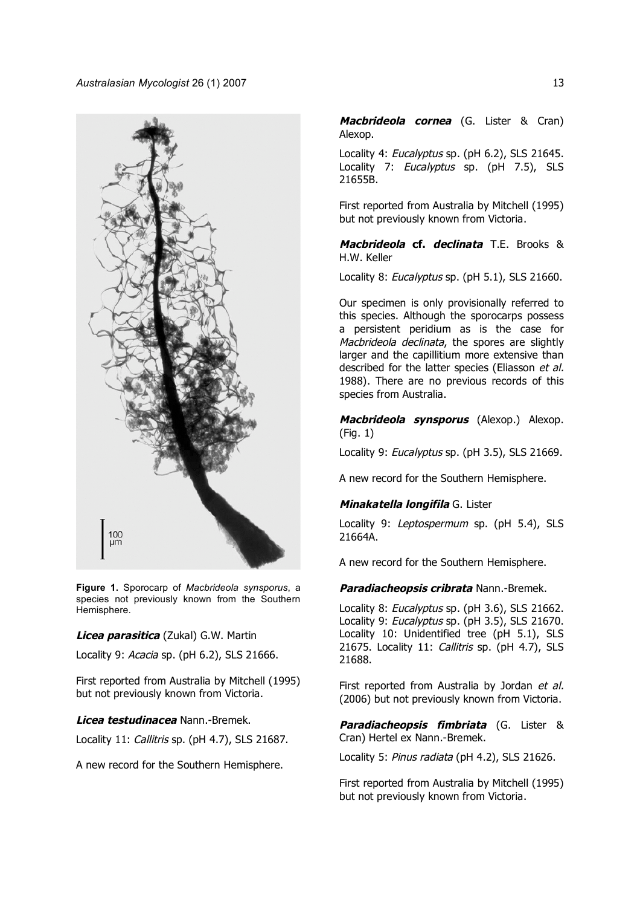**Figure 1.** Sporocarp of *Macbrideola synsporus*, a species not previously known from the Southern Hemisphere.

***Licea parasitica*** (Zukal) G.W. Martin

Locality 9: *Acacia* sp. (pH 6.2), SLS 21666.

First reported from Australia by Mitchell (1995) but not previously known from Victoria.

***Licea testudinacea*** Nann.-Bremek.

Locality 11: *Callitris* sp. (pH 4.7), SLS 21687.

A new record for the Southern Hemisphere.

***Macbrideola cornea*** (G. Lister & Cran) Alexop.

Locality 4: *Eucalyptus* sp. (pH 6.2), SLS 21645. Locality 7: *Eucalyptus* sp. (pH 7.5), SLS 21655B.

First reported from Australia by Mitchell (1995) but not previously known from Victoria.

***Macbrideola* cf. *declinata*** T.E. Brooks & H.W. Keller

Locality 8: *Eucalyptus* sp. (pH 5.1), SLS 21660.

Our specimen is only provisionally referred to this species. Although the sporocarps possess a persistent peridium as is the case for *Macbrideola declinata*, the spores are slightly larger and the capillitium more extensive than described for the latter species (Eliasson *et al.* 1988). There are no previous records of this species from Australia.

***Macbrideola synsporus*** (Alexop.) Alexop. (Fig. 1)

Locality 9: *Eucalyptus* sp. (pH 3.5), SLS 21669.

A new record for the Southern Hemisphere.

***Minakatella longifila*** G. Lister

Locality 9: *Leptospermum* sp. (pH 5.4), SLS 21664A.

A new record for the Southern Hemisphere.

***Paradiacheopsis cribrata*** Nann.-Bremek.

Locality 8: *Eucalyptus* sp. (pH 3.6), SLS 21662. Locality 9: *Eucalyptus* sp. (pH 3.5), SLS 21670. Locality 10: Unidentified tree (pH 5.1), SLS 21675. Locality 11: *Callitris* sp. (pH 4.7), SLS 21688.

First reported from Australia by Jordan *et al.* (2006) but not previously known from Victoria.

***Paradiacheopsis fimbriata*** (G. Lister & Cran) Hertel ex Nann.-Bremek.

Locality 5: *Pinus radiata* (pH 4.2), SLS 21626.

First reported from Australia by Mitchell (1995) but not previously known from Victoria.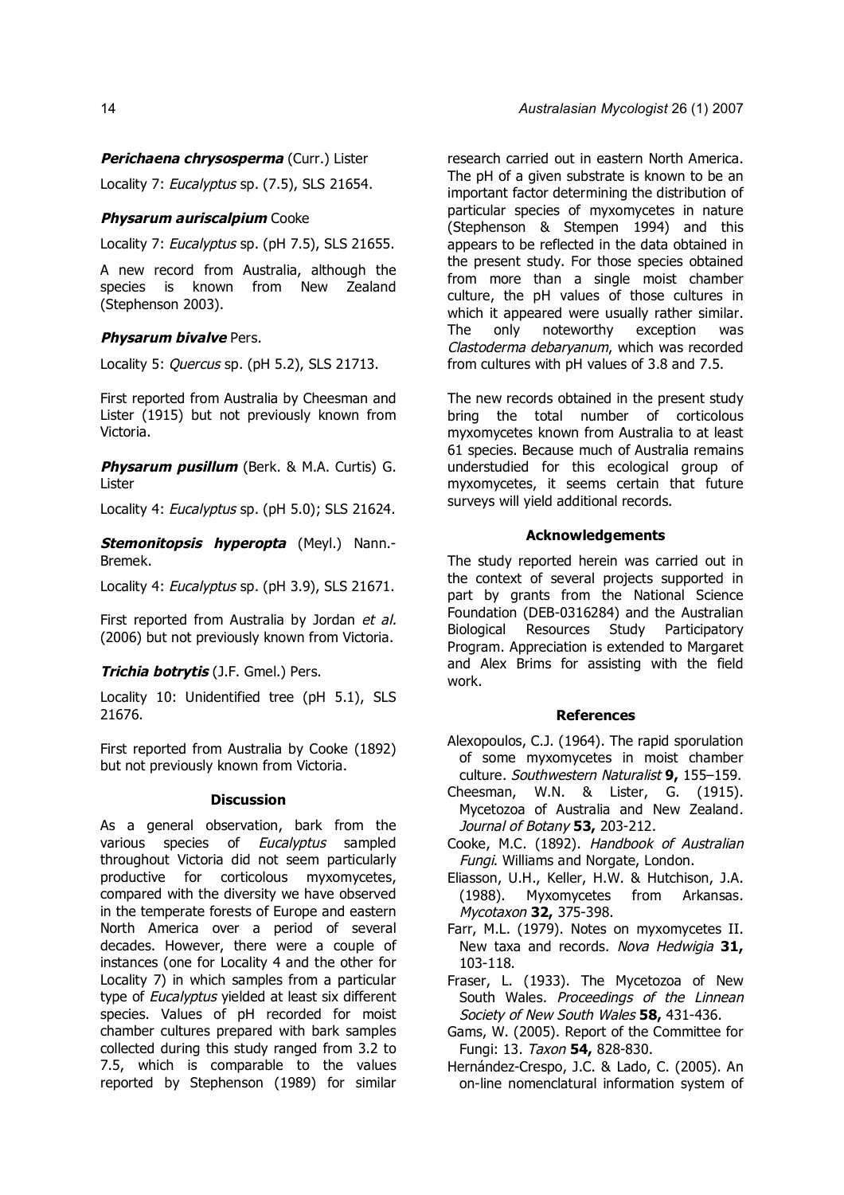***Perichaena chrysosperma*** (Curr.) Lister

Locality 7: *Eucalyptus* sp. (7.5), SLS 21654.

***Physarum auriscalpium*** Cooke

Locality 7: *Eucalyptus* sp. (pH 7.5), SLS 21655.

A new record from Australia, although the species is known from New Zealand (Stephenson 2003).

***Physarum bivalve*** Pers.

Locality 5: *Quercus* sp. (pH 5.2), SLS 21713.

First reported from Australia by Cheesman and Lister (1915) but not previously known from Victoria.

***Physarum pusillum*** (Berk. & M.A. Curtis) G. Lister

Locality 4: *Eucalyptus* sp. (pH 5.0); SLS 21624.

***Stemonitopsis hyperopta*** (Meyl.) Nann.-Bremek.

Locality 4: *Eucalyptus* sp. (pH 3.9), SLS 21671.

First reported from Australia by Jordan *et al.* (2006) but not previously known from Victoria.

***Trichia botrytis*** (J.F. Gmel.) Pers.

Locality 10: Unidentified tree (pH 5.1), SLS 21676.

First reported from Australia by Cooke (1892) but not previously known from Victoria.

## Discussion

As a general observation, bark from the various species of *Eucalyptus* sampled throughout Victoria did not seem particularly productive for corticolous myxomycetes, compared with the diversity we have observed in the temperate forests of Europe and eastern North America over a period of several decades. However, there were a couple of instances (one for Locality 4 and the other for Locality 7) in which samples from a particular type of *Eucalyptus* yielded at least six different species. Values of pH recorded for moist chamber cultures prepared with bark samples collected during this study ranged from 3.2 to 7.5, which is comparable to the values reported by Stephenson (1989) for similar research carried out in eastern North America. The pH of a given substrate is known to be an important factor determining the distribution of particular species of myxomycetes in nature (Stephenson & Stempen 1994) and this appears to be reflected in the data obtained in the present study. For those species obtained from more than a single moist chamber culture, the pH values of those cultures in which it appeared were usually rather similar. The only noteworthy exception was *Clastoderma debaryanum*, which was recorded from cultures with pH values of 3.8 and 7.5.

The new records obtained in the present study bring the total number of corticolous myxomycetes known from Australia to at least 61 species. Because much of Australia remains understudied for this ecological group of myxomycetes, it seems certain that future surveys will yield additional records.

## Acknowledgements

The study reported herein was carried out in the context of several projects supported in part by grants from the National Science Foundation (DEB-0316284) and the Australian Biological Resources Study Participatory Program. Appreciation is extended to Margaret and Alex Brims for assisting with the field work.

## References

Alexopoulos, C.J. (1964). The rapid sporulation of some myxomycetes in moist chamber culture. *Southwestern Naturalist* **9,** 155–159.

Cheesman, W.N. & Lister, G. (1915). Mycetozoa of Australia and New Zealand. *Journal of Botany* **53,** 203-212.

Cooke, M.C. (1892). *Handbook of Australian Fungi*. Williams and Norgate, London.

Eliasson, U.H., Keller, H.W. & Hutchison, J.A. (1988). Myxomycetes from Arkansas. *Mycotaxon* **32,** 375-398.

Farr, M.L. (1979). Notes on myxomycetes II. New taxa and records. *Nova Hedwigia* **31,** 103-118.

Fraser, L. (1933). The Mycetozoa of New South Wales. *Proceedings of the Linnean Society of New South Wales* **58,** 431-436.

Gams, W. (2005). Report of the Committee for Fungi: 13. *Taxon* **54,** 828-830.

Hernández-Crespo, J.C. & Lado, C. (2005). An on-line nomenclatural information system of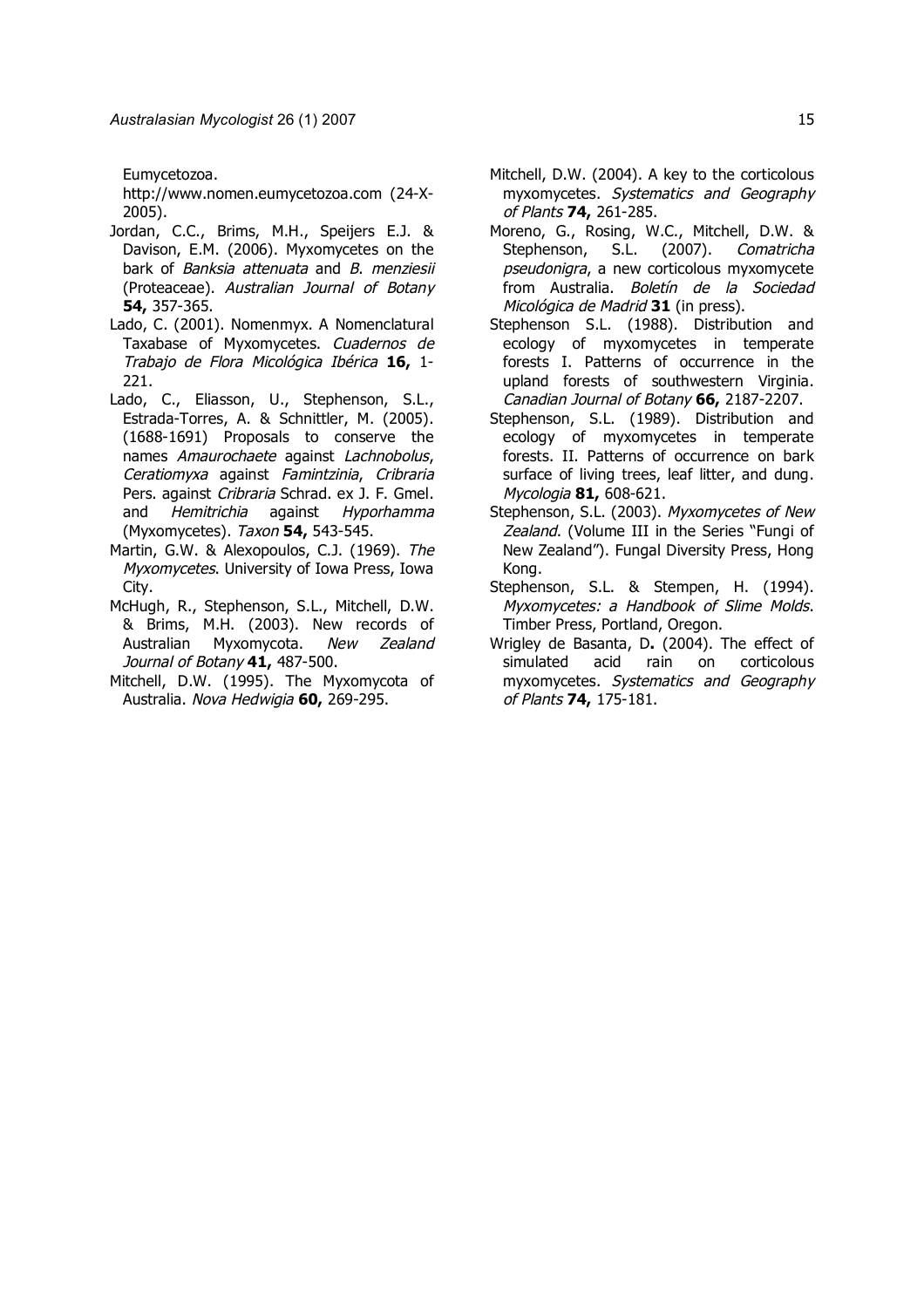Eumycetozoa. http://www.nomen.eumycetozoa.com (24-X-2005).

Jordan, C.C., Brims, M.H., Speijers E.J. & Davison, E.M. (2006). Myxomycetes on the bark of *Banksia attenuata* and *B. menziesii* (Proteaceae). *Australian Journal of Botany* **54,** 357-365.

Lado, C. (2001). Nomenmyx. A Nomenclatural Taxabase of Myxomycetes. *Cuadernos de Trabajo de Flora Micológica Ibérica* **16,** 1-221.

Lado, C., Eliasson, U., Stephenson, S.L., Estrada-Torres, A. & Schnittler, M. (2005). (1688-1691) Proposals to conserve the names *Amaurochaete* against *Lachnobolus*, *Ceratiomyxa* against *Famintzinia*, *Cribraria* Pers. against *Cribraria* Schrad. ex J. F. Gmel. and *Hemitrichia* against *Hyporhamma* (Myxomycetes). *Taxon* **54,** 543-545.

Martin, G.W. & Alexopoulos, C.J. (1969). *The Myxomycetes*. University of Iowa Press, Iowa City.

McHugh, R., Stephenson, S.L., Mitchell, D.W. & Brims, M.H. (2003). New records of Australian Myxomycota. *New Zealand Journal of Botany* **41,** 487-500.

Mitchell, D.W. (1995). The Myxomycota of Australia. *Nova Hedwigia* **60,** 269-295.

Mitchell, D.W. (2004). A key to the corticolous myxomycetes. *Systematics and Geography of Plants* **74,** 261-285.

Moreno, G., Rosing, W.C., Mitchell, D.W. & Stephenson, S.L. (2007). *Comatricha pseudonigra*, a new corticolous myxomycete from Australia. *Boletín de la Sociedad Micológica de Madrid* **31** (in press).

Stephenson S.L. (1988). Distribution and ecology of myxomycetes in temperate forests I. Patterns of occurrence in the upland forests of southwestern Virginia. *Canadian Journal of Botany* **66,** 2187-2207.

Stephenson, S.L. (1989). Distribution and ecology of myxomycetes in temperate forests. II. Patterns of occurrence on bark surface of living trees, leaf litter, and dung. *Mycologia* **81,** 608-621.

Stephenson, S.L. (2003). *Myxomycetes of New Zealand*. (Volume III in the Series "Fungi of New Zealand"). Fungal Diversity Press, Hong Kong.

Stephenson, S.L. & Stempen, H. (1994). *Myxomycetes: a Handbook of Slime Molds*. Timber Press, Portland, Oregon.

Wrigley de Basanta, D**.** (2004). The effect of simulated acid rain on corticolous myxomycetes. *Systematics and Geography of Plants* **74,** 175-181.